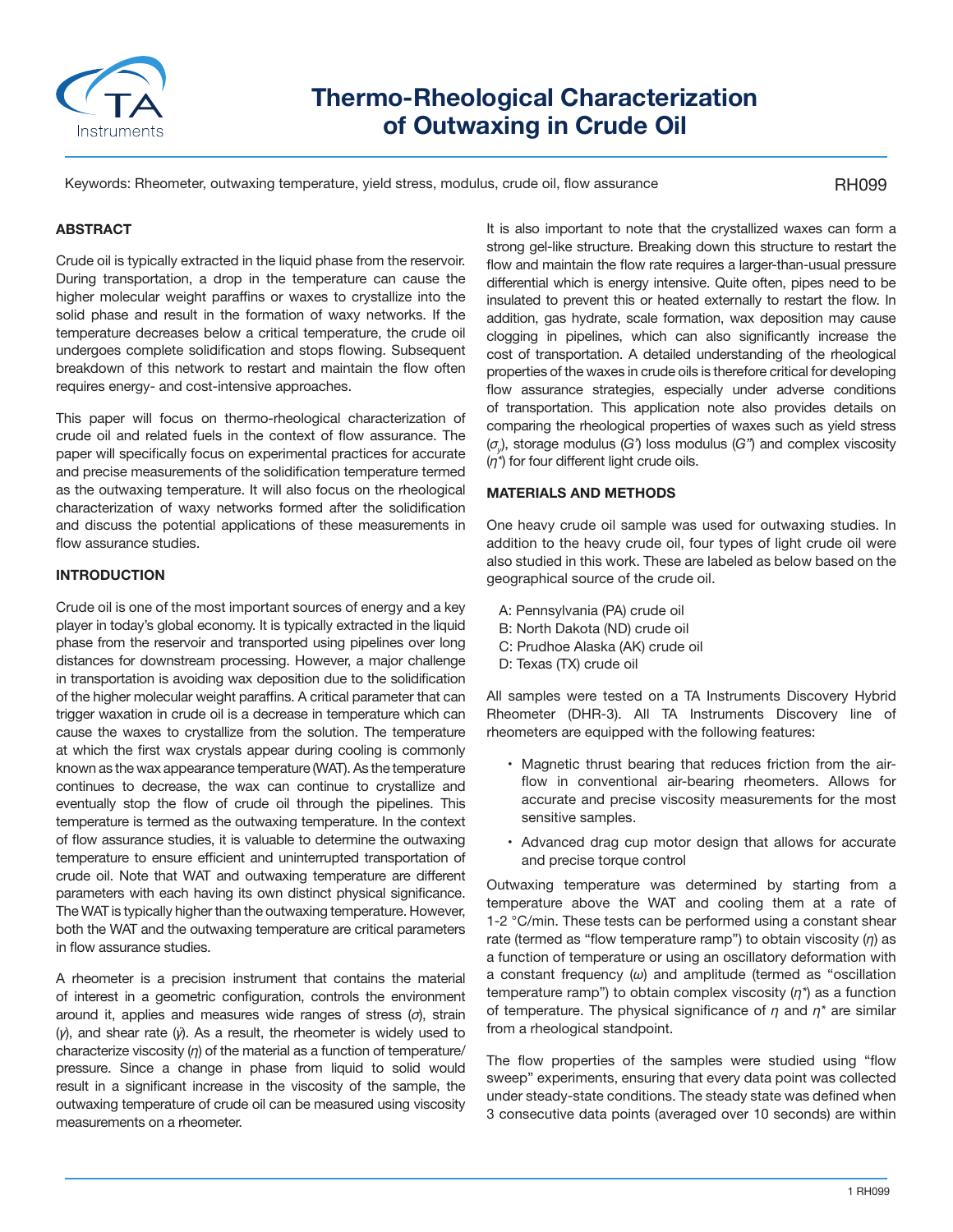# Thermo-Rheological Characterization of Outwaxing in Crude Oil

Keywords: Rheometer, outwaxing temperature, yield stress, modulus, crude oil, flow assurance

RH099

## ABSTRACT

Crude oil is typically extracted in the liquid phase from the reservoir. During transportation, a drop in the temperature can cause the higher molecular weight paraffins or waxes to crystallize into the solid phase and result in the formation of waxy networks. If the temperature decreases below a critical temperature, the crude oil undergoes complete solidification and stops flowing. Subsequent breakdown of this network to restart and maintain the flow often requires energy- and cost-intensive approaches.

This paper will focus on thermo-rheological characterization of crude oil and related fuels in the context of flow assurance. The paper will specifically focus on experimental practices for accurate and precise measurements of the solidification temperature termed as the outwaxing temperature. It will also focus on the rheological characterization of waxy networks formed after the solidification and discuss the potential applications of these measurements in flow assurance studies.

## INTRODUCTION

Crude oil is one of the most important sources of energy and a key player in today's global economy. It is typically extracted in the liquid phase from the reservoir and transported using pipelines over long distances for downstream processing. However, a major challenge in transportation is avoiding wax deposition due to the solidification of the higher molecular weight paraffins. A critical parameter that can trigger waxation in crude oil is a decrease in temperature which can cause the waxes to crystallize from the solution. The temperature at which the first wax crystals appear during cooling is commonly known as the wax appearance temperature (WAT). As the temperature continues to decrease, the wax can continue to crystallize and eventually stop the flow of crude oil through the pipelines. This temperature is termed as the outwaxing temperature. In the context of flow assurance studies, it is valuable to determine the outwaxing temperature to ensure efficient and uninterrupted transportation of crude oil. Note that WAT and outwaxing temperature are different parameters with each having its own distinct physical significance. The WAT is typically higher than the outwaxing temperature. However, both the WAT and the outwaxing temperature are critical parameters in flow assurance studies.

A rheometer is a precision instrument that contains the material of interest in a geometric configuration, controls the environment around it, applies and measures wide ranges of stress ($\sigma$), strain ($\gamma$), and shear rate ($\dot{\gamma}$). As a result, the rheometer is widely used to characterize viscosity ($\eta$) of the material as a function of temperature/pressure. Since a change in phase from liquid to solid would result in a significant increase in the viscosity of the sample, the outwaxing temperature of crude oil can be measured using viscosity measurements on a rheometer.

It is also important to note that the crystallized waxes can form a strong gel-like structure. Breaking down this structure to restart the flow and maintain the flow rate requires a larger-than-usual pressure differential which is energy intensive. Quite often, pipes need to be insulated to prevent this or heated externally to restart the flow. In addition, gas hydrate, scale formation, wax deposition may cause clogging in pipelines, which can also significantly increase the cost of transportation. A detailed understanding of the rheological properties of the waxes in crude oils is therefore critical for developing flow assurance strategies, especially under adverse conditions of transportation. This application note also provides details on comparing the rheological properties of waxes such as yield stress ($\sigma_y$), storage modulus ($G'$) loss modulus ($G''$) and complex viscosity ($\eta^*$) for four different light crude oils.

## MATERIALS AND METHODS

One heavy crude oil sample was used for outwaxing studies. In addition to the heavy crude oil, four types of light crude oil were also studied in this work. These are labeled as below based on the geographical source of the crude oil.

A: Pennsylvania (PA) crude oil
B: North Dakota (ND) crude oil
C: Prudhoe Alaska (AK) crude oil
D: Texas (TX) crude oil

All samples were tested on a TA Instruments Discovery Hybrid Rheometer (DHR-3). All TA Instruments Discovery line of rheometers are equipped with the following features:

- Magnetic thrust bearing that reduces friction from the air-flow in conventional air-bearing rheometers. Allows for accurate and precise viscosity measurements for the most sensitive samples.
- Advanced drag cup motor design that allows for accurate and precise torque control

Outwaxing temperature was determined by starting from a temperature above the WAT and cooling them at a rate of 1-2 °C/min. These tests can be performed using a constant shear rate (termed as "flow temperature ramp") to obtain viscosity ($\eta$) as a function of temperature or using an oscillatory deformation with a constant frequency ($\omega$) and amplitude (termed as "oscillation temperature ramp") to obtain complex viscosity ($\eta^*$) as a function of temperature. The physical significance of $\eta$ and $\eta^*$ are similar from a rheological standpoint.

The flow properties of the samples were studied using "flow sweep" experiments, ensuring that every data point was collected under steady-state conditions. The steady state was defined when 3 consecutive data points (averaged over 10 seconds) are within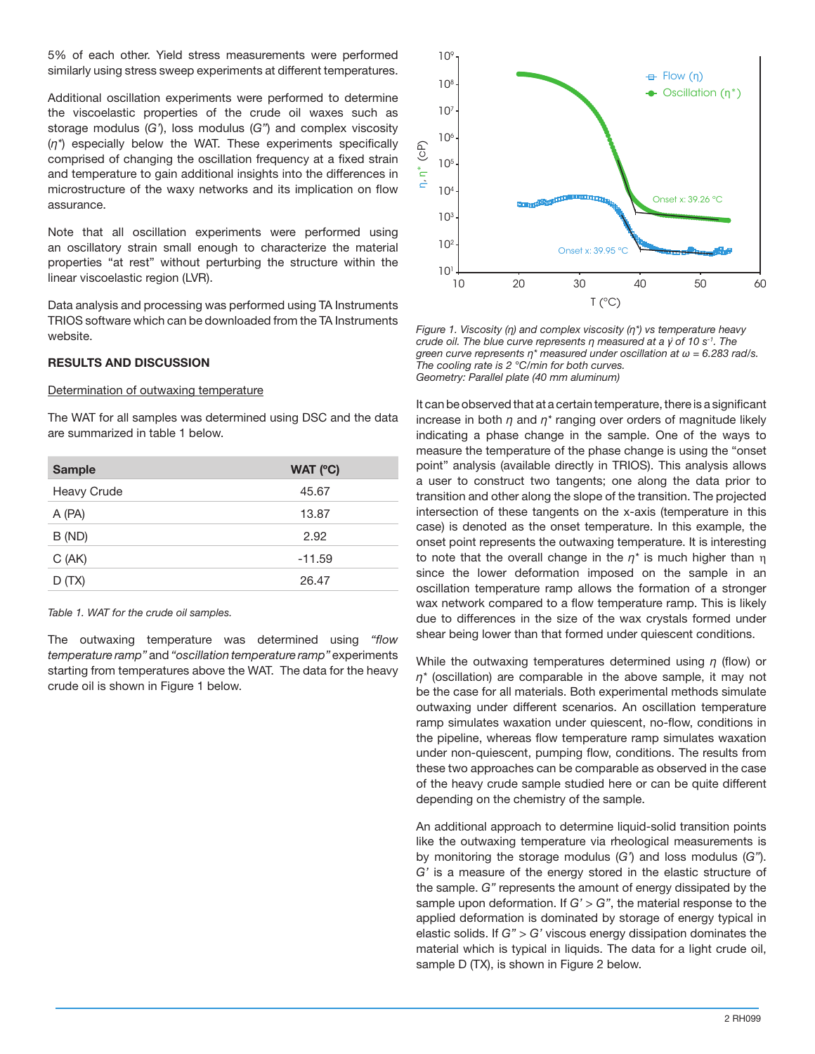5% of each other. Yield stress measurements were performed similarly using stress sweep experiments at different temperatures.

Additional oscillation experiments were performed to determine the viscoelastic properties of the crude oil waxes such as storage modulus (*G'*), loss modulus (*G"*) and complex viscosity ($\eta^*$) especially below the WAT. These experiments specifically comprised of changing the oscillation frequency at a fixed strain and temperature to gain additional insights into the differences in microstructure of the waxy networks and its implication on flow assurance.

Note that all oscillation experiments were performed using an oscillatory strain small enough to characterize the material properties "at rest" without perturbing the structure within the linear viscoelastic region (LVR).

Data analysis and processing was performed using TA Instruments TRIOS software which can be downloaded from the TA Instruments website.

## RESULTS AND DISCUSSION

### Determination of outwaxing temperature

The WAT for all samples was determined using DSC and the data are summarized in table 1 below.

| Sample | WAT (ºC) |
|---|---|
| Heavy Crude | 45.67 |
| A (PA) | 13.87 |
| B (ND) | 2.92 |
| C (AK) | -11.59 |
| D (TX) | 26.47 |

*Table 1. WAT for the crude oil samples.*

The outwaxing temperature was determined using *"flow temperature ramp"* and *"oscillation temperature ramp"* experiments starting from temperatures above the WAT. The data for the heavy crude oil is shown in Figure 1 below.

*Figure 1. Viscosity (η) and complex viscosity (η\*) vs temperature heavy crude oil. The blue curve represents η measured at a $\dot{\gamma}$ of 10 $s^{-1}$. The green curve represents η\* measured under oscillation at ω = 6.283 rad/s. The cooling rate is 2 °C/min for both curves. Geometry: Parallel plate (40 mm aluminum)*

It can be observed that at a certain temperature, there is a significant increase in both $\eta$ and $\eta^*$ ranging over orders of magnitude likely indicating a phase change in the sample. One of the ways to measure the temperature of the phase change is using the "onset point" analysis (available directly in TRIOS). This analysis allows a user to construct two tangents; one along the data prior to transition and other along the slope of the transition. The projected intersection of these tangents on the x-axis (temperature in this case) is denoted as the onset temperature. In this example, the onset point represents the outwaxing temperature. It is interesting to note that the overall change in the $\eta^*$ is much higher than $\eta$ since the lower deformation imposed on the sample in an oscillation temperature ramp allows the formation of a stronger wax network compared to a flow temperature ramp. This is likely due to differences in the size of the wax crystals formed under shear being lower than that formed under quiescent conditions.

While the outwaxing temperatures determined using $\eta$ (flow) or $\eta^*$ (oscillation) are comparable in the above sample, it may not be the case for all materials. Both experimental methods simulate outwaxing under different scenarios. An oscillation temperature ramp simulates waxation under quiescent, no-flow, conditions in the pipeline, whereas flow temperature ramp simulates waxation under non-quiescent, pumping flow, conditions. The results from these two approaches can be comparable as observed in the case of the heavy crude sample studied here or can be quite different depending on the chemistry of the sample.

An additional approach to determine liquid-solid transition points like the outwaxing temperature via rheological measurements is by monitoring the storage modulus (*G'*) and loss modulus (*G"*). *G'* is a measure of the energy stored in the elastic structure of the sample. *G"* represents the amount of energy dissipated by the sample upon deformation. If *G'* > *G"*, the material response to the applied deformation is dominated by storage of energy typical in elastic solids. If *G"* > *G'* viscous energy dissipation dominates the material which is typical in liquids. The data for a light crude oil, sample D (TX), is shown in Figure 2 below.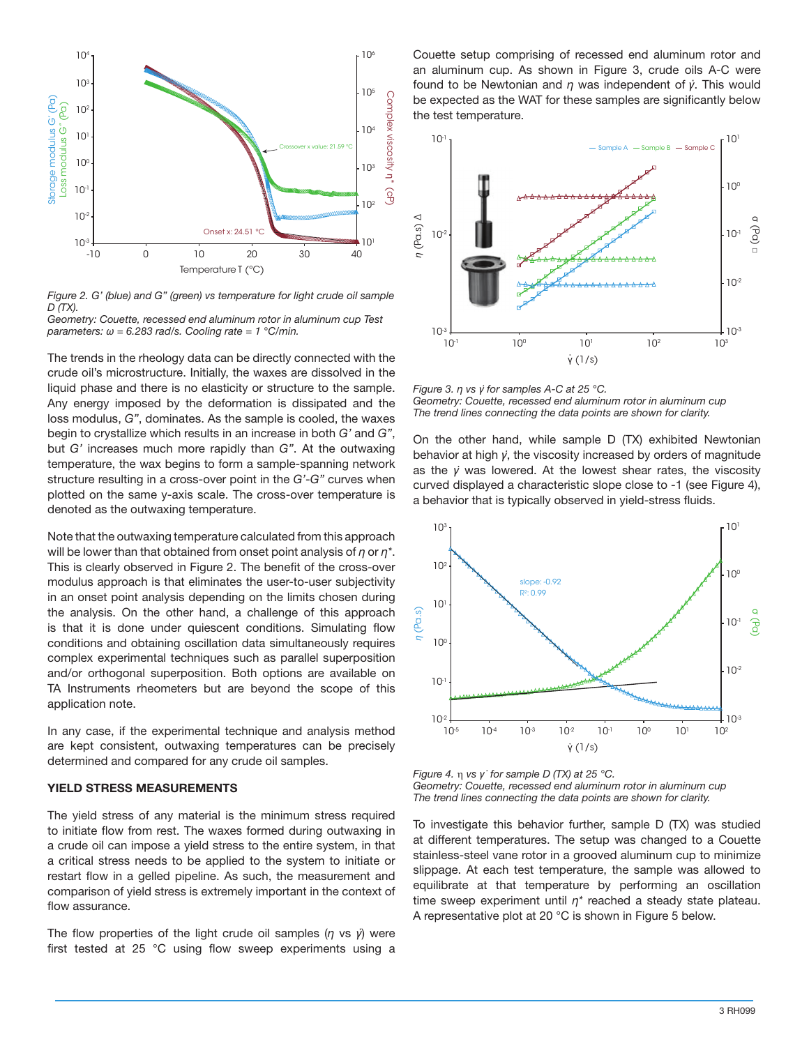*Figure 2. G′ (blue) and G″ (green) vs temperature for light crude oil sample D (TX).*
*Geometry: Couette, recessed end aluminum rotor in aluminum cup Test parameters: ω = 6.283 rad/s. Cooling rate = 1 °C/min.*

The trends in the rheology data can be directly connected with the crude oil's microstructure. Initially, the waxes are dissolved in the liquid phase and there is no elasticity or structure to the sample. Any energy imposed by the deformation is dissipated and the loss modulus, *G″*, dominates. As the sample is cooled, the waxes begin to crystallize which results in an increase in both *G′* and *G″*, but *G′* increases much more rapidly than *G″*. At the outwaxing temperature, the wax begins to form a sample-spanning network structure resulting in a cross-over point in the *G′-G″* curves when plotted on the same y-axis scale. The cross-over temperature is denoted as the outwaxing temperature.

Note that the outwaxing temperature calculated from this approach will be lower than that obtained from onset point analysis of $\eta$ or $\eta^*$. This is clearly observed in Figure 2. The benefit of the cross-over modulus approach is that eliminates the user-to-user subjectivity in an onset point analysis depending on the limits chosen during the analysis. On the other hand, a challenge of this approach is that it is done under quiescent conditions. Simulating flow conditions and obtaining oscillation data simultaneously requires complex experimental techniques such as parallel superposition and/or orthogonal superposition. Both options are available on TA Instruments rheometers but are beyond the scope of this application note.

In any case, if the experimental technique and analysis method are kept consistent, outwaxing temperatures can be precisely determined and compared for any crude oil samples.

## YIELD STRESS MEASUREMENTS

The yield stress of any material is the minimum stress required to initiate flow from rest. The waxes formed during outwaxing in a crude oil can impose a yield stress to the entire system, in that a critical stress needs to be applied to the system to initiate or restart flow in a gelled pipeline. As such, the measurement and comparison of yield stress is extremely important in the context of flow assurance.

The flow properties of the light crude oil samples ($\eta$ vs $\dot{\gamma}$) were first tested at 25 °C using flow sweep experiments using a Couette setup comprising of recessed end aluminum rotor and an aluminum cup. As shown in Figure 3, crude oils A-C were found to be Newtonian and $\eta$ was independent of $\dot{\gamma}$. This would be expected as the WAT for these samples are significantly below the test temperature.

*Figure 3. $\eta$ vs $\dot{\gamma}$ for samples A-C at 25 °C.*
*Geometry: Couette, recessed end aluminum rotor in aluminum cup*
*The trend lines connecting the data points are shown for clarity.*

On the other hand, while sample D (TX) exhibited Newtonian behavior at high $\dot{\gamma}$, the viscosity increased by orders of magnitude as the $\dot{\gamma}$ was lowered. At the lowest shear rates, the viscosity curved displayed a characteristic slope close to -1 (see Figure 4), a behavior that is typically observed in yield-stress fluids.

*Figure 4. $\eta$ vs $\dot{\gamma}$ for sample D (TX) at 25 °C.*
*Geometry: Couette, recessed end aluminum rotor in aluminum cup*
*The trend lines connecting the data points are shown for clarity.*

To investigate this behavior further, sample D (TX) was studied at different temperatures. The setup was changed to a Couette stainless-steel vane rotor in a grooved aluminum cup to minimize slippage. At each test temperature, the sample was allowed to equilibrate at that temperature by performing an oscillation time sweep experiment until $\eta^*$ reached a steady state plateau. A representative plot at 20 °C is shown in Figure 5 below.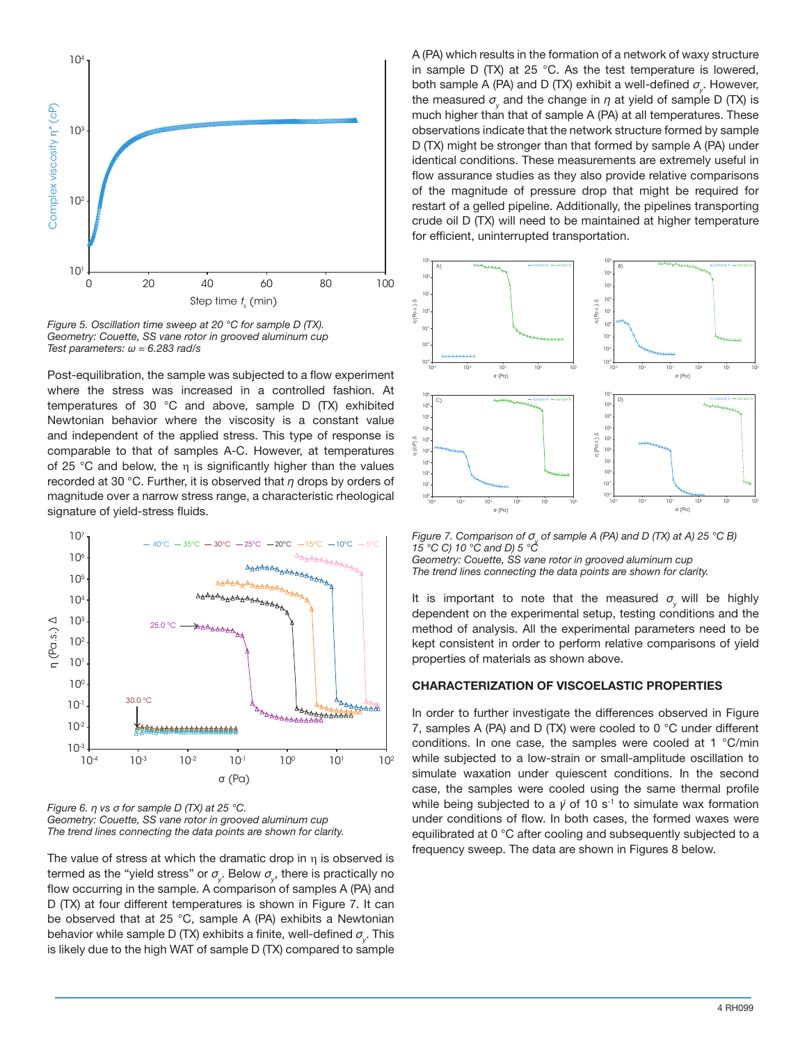*Figure 5. Oscillation time sweep at 20 °C for sample D (TX). Geometry: Couette, SS vane rotor in grooved aluminum cup Test parameters: ω = 6.283 rad/s*

Post-equilibration, the sample was subjected to a flow experiment where the stress was increased in a controlled fashion. At temperatures of 30 °C and above, sample D (TX) exhibited Newtonian behavior where the viscosity is a constant value and independent of the applied stress. This type of response is comparable to that of samples A-C. However, at temperatures of 25 °C and below, the η is significantly higher than the values recorded at 30 °C. Further, it is observed that *η* drops by orders of magnitude over a narrow stress range, a characteristic rheological signature of yield-stress fluids.

*Figure 6. η vs σ for sample D (TX) at 25 °C. Geometry: Couette, SS vane rotor in grooved aluminum cup The trend lines connecting the data points are shown for clarity.*

The value of stress at which the dramatic drop in η is observed is termed as the "yield stress" or $\sigma_y$. Below $\sigma_y$, there is practically no flow occurring in the sample. A comparison of samples A (PA) and D (TX) at four different temperatures is shown in Figure 7. It can be observed that at 25 °C, sample A (PA) exhibits a Newtonian behavior while sample D (TX) exhibits a finite, well-defined $\sigma_y$. This is likely due to the high WAT of sample D (TX) compared to sample A (PA) which results in the formation of a network of waxy structure in sample D (TX) at 25 °C. As the test temperature is lowered, both sample A (PA) and D (TX) exhibit a well-defined $\sigma_y$. However, the measured $\sigma_y$ and the change in *η* at yield of sample D (TX) is much higher than that of sample A (PA) at all temperatures. These observations indicate that the network structure formed by sample D (TX) might be stronger than that formed by sample A (PA) under identical conditions. These measurements are extremely useful in flow assurance studies as they also provide relative comparisons of the magnitude of pressure drop that might be required for restart of a gelled pipeline. Additionally, the pipelines transporting crude oil D (TX) will need to be maintained at higher temperature for efficient, uninterrupted transportation.

*Figure 7. Comparison of $\sigma_y$ of sample A (PA) and D (TX) at A) 25 °C B) 15 °C C) 10 °C and D) 5 °C Geometry: Couette, SS vane rotor in grooved aluminum cup The trend lines connecting the data points are shown for clarity.*

It is important to note that the measured $\sigma_y$ will be highly dependent on the experimental setup, testing conditions and the method of analysis. All the experimental parameters need to be kept consistent in order to perform relative comparisons of yield properties of materials as shown above.

## CHARACTERIZATION OF VISCOELASTIC PROPERTIES

In order to further investigate the differences observed in Figure 7, samples A (PA) and D (TX) were cooled to 0 °C under different conditions. In one case, the samples were cooled at 1 °C/min while subjected to a low-strain or small-amplitude oscillation to simulate waxation under quiescent conditions. In the second case, the samples were cooled using the same thermal profile while being subjected to a $\dot{\gamma}$ of 10 s$^{-1}$ to simulate wax formation under conditions of flow. In both cases, the formed waxes were equilibrated at 0 °C after cooling and subsequently subjected to a frequency sweep. The data are shown in Figures 8 below.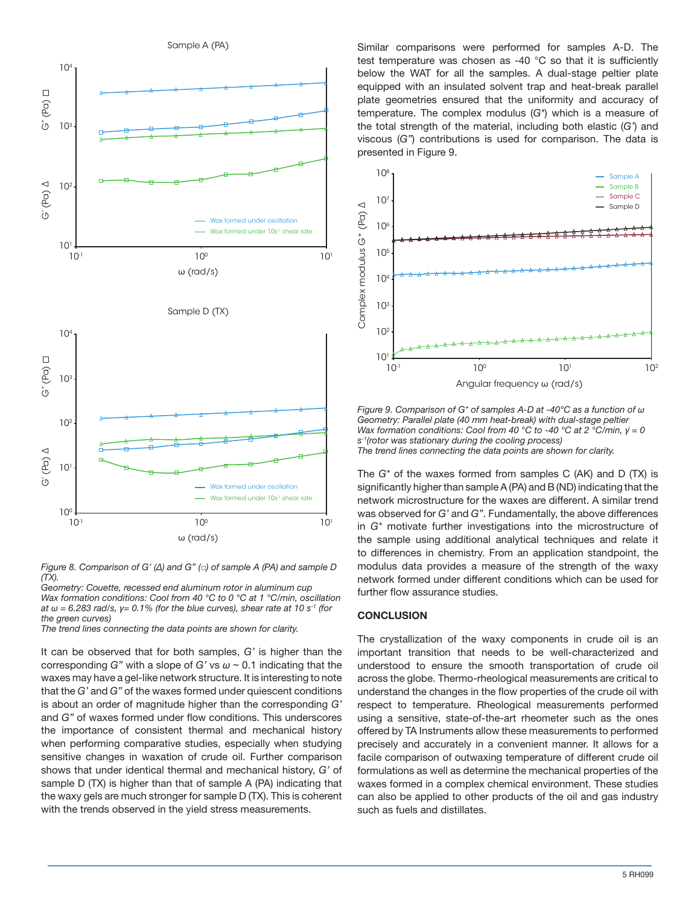Figure 8. Comparison of G' (Δ) and G" (□) of sample A (PA) and sample D (TX).
Geometry: Couette, recessed end aluminum rotor in aluminum cup
Wax formation conditions: Cool from 40 °C to 0 °C at 1 °C/min, oscillation at ω = 6.283 rad/s, γ= 0.1% (for the blue curves), shear rate at 10 $s^{-1}$ (for the green curves)
The trend lines connecting the data points are shown for clarity.

It can be observed that for both samples, *G'* is higher than the corresponding *G"* with a slope of *G'* vs *ω* ~ 0.1 indicating that the waxes may have a gel-like network structure. It is interesting to note that the *G'* and *G"* of the waxes formed under quiescent conditions is about an order of magnitude higher than the corresponding *G'* and *G"* of waxes formed under flow conditions. This underscores the importance of consistent thermal and mechanical history when performing comparative studies, especially when studying sensitive changes in waxation of crude oil. Further comparison shows that under identical thermal and mechanical history, *G'* of sample D (TX) is higher than that of sample A (PA) indicating that the waxy gels are much stronger for sample D (TX). This is coherent with the trends observed in the yield stress measurements.

Similar comparisons were performed for samples A-D. The test temperature was chosen as -40 °C so that it is sufficiently below the WAT for all the samples. A dual-stage peltier plate equipped with an insulated solvent trap and heat-break parallel plate geometries ensured that the uniformity and accuracy of temperature. The complex modulus (*G\**) which is a measure of the total strength of the material, including both elastic (*G'*) and viscous (*G"*) contributions is used for comparison. The data is presented in Figure 9.

Figure 9. Comparison of G\* of samples A-D at -40°C as a function of ω
Geometry: Parallel plate (40 mm heat-break) with dual-stage peltier
Wax formation conditions: Cool from 40 °C to -40 °C at 2 °C/min, $\dot{\gamma}$ = 0 $s^{-1}$(rotor was stationary during the cooling process)
The trend lines connecting the data points are shown for clarity.

The *G\** of the waxes formed from samples C (AK) and D (TX) is significantly higher than sample A (PA) and B (ND) indicating that the network microstructure for the waxes are different. A similar trend was observed for *G'* and *G"*. Fundamentally, the above differences in *G\** motivate further investigations into the microstructure of the sample using additional analytical techniques and relate it to differences in chemistry. From an application standpoint, the modulus data provides a measure of the strength of the waxy network formed under different conditions which can be used for further flow assurance studies.

## CONCLUSION

The crystallization of the waxy components in crude oil is an important transition that needs to be well-characterized and understood to ensure the smooth transportation of crude oil across the globe. Thermo-rheological measurements are critical to understand the changes in the flow properties of the crude oil with respect to temperature. Rheological measurements performed using a sensitive, state-of-the-art rheometer such as the ones offered by TA Instruments allow these measurements to performed precisely and accurately in a convenient manner. It allows for a facile comparison of outwaxing temperature of different crude oil formulations as well as determine the mechanical properties of the waxes formed in a complex chemical environment. These studies can also be applied to other products of the oil and gas industry such as fuels and distillates.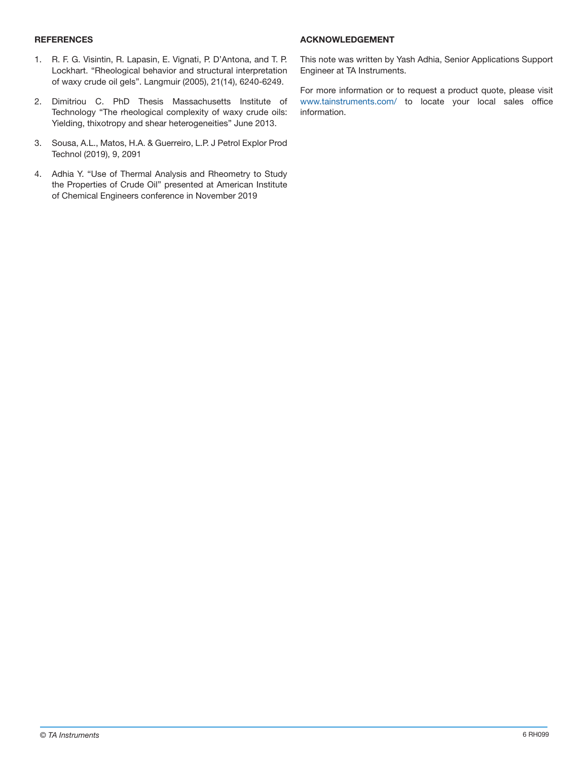## REFERENCES

1. R. F. G. Visintin, R. Lapasin, E. Vignati, P. D'Antona, and T. P. Lockhart. "Rheological behavior and structural interpretation of waxy crude oil gels". Langmuir (2005), 21(14), 6240-6249.
2. Dimitriou C. PhD Thesis Massachusetts Institute of Technology "The rheological complexity of waxy crude oils: Yielding, thixotropy and shear heterogeneities" June 2013.
3. Sousa, A.L., Matos, H.A. & Guerreiro, L.P. J Petrol Explor Prod Technol (2019), 9, 2091
4. Adhia Y. "Use of Thermal Analysis and Rheometry to Study the Properties of Crude Oil" presented at American Institute of Chemical Engineers conference in November 2019

## ACKNOWLEDGEMENT

This note was written by Yash Adhia, Senior Applications Support Engineer at TA Instruments.

For more information or to request a product quote, please visit www.tainstruments.com/ to locate your local sales office information.

*© TA Instruments*